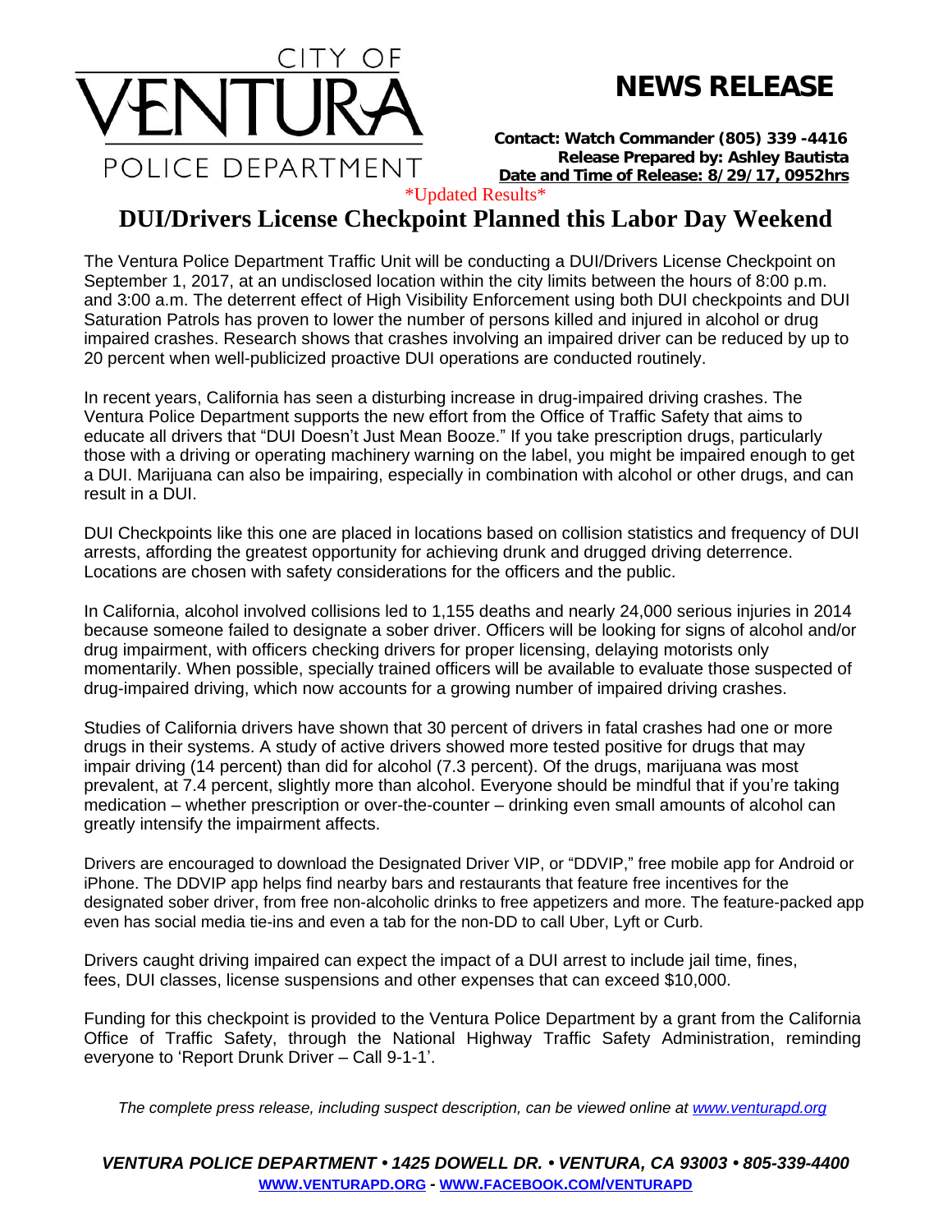CITY OF

VENTURA

POLICE DEPARTMENT

# NEWS RELEASE

**Contact: Watch Commander (805) 339 -4416**
**Release Prepared by: Ashley Bautista**
**Date and Time of Release: 8/29/17, 0952hrs**

*Updated Results*

## DUI/Drivers License Checkpoint Planned this Labor Day Weekend

The Ventura Police Department Traffic Unit will be conducting a DUI/Drivers License Checkpoint on September 1, 2017, at an undisclosed location within the city limits between the hours of 8:00 p.m. and 3:00 a.m. The deterrent effect of High Visibility Enforcement using both DUI checkpoints and DUI Saturation Patrols has proven to lower the number of persons killed and injured in alcohol or drug impaired crashes. Research shows that crashes involving an impaired driver can be reduced by up to 20 percent when well-publicized proactive DUI operations are conducted routinely.

In recent years, California has seen a disturbing increase in drug-impaired driving crashes. The Ventura Police Department supports the new effort from the Office of Traffic Safety that aims to educate all drivers that "DUI Doesn't Just Mean Booze." If you take prescription drugs, particularly those with a driving or operating machinery warning on the label, you might be impaired enough to get a DUI. Marijuana can also be impairing, especially in combination with alcohol or other drugs, and can result in a DUI.

DUI Checkpoints like this one are placed in locations based on collision statistics and frequency of DUI arrests, affording the greatest opportunity for achieving drunk and drugged driving deterrence. Locations are chosen with safety considerations for the officers and the public.

In California, alcohol involved collisions led to 1,155 deaths and nearly 24,000 serious injuries in 2014 because someone failed to designate a sober driver. Officers will be looking for signs of alcohol and/or drug impairment, with officers checking drivers for proper licensing, delaying motorists only momentarily. When possible, specially trained officers will be available to evaluate those suspected of drug-impaired driving, which now accounts for a growing number of impaired driving crashes.

Studies of California drivers have shown that 30 percent of drivers in fatal crashes had one or more drugs in their systems. A study of active drivers showed more tested positive for drugs that may impair driving (14 percent) than did for alcohol (7.3 percent). Of the drugs, marijuana was most prevalent, at 7.4 percent, slightly more than alcohol. Everyone should be mindful that if you're taking medication – whether prescription or over-the-counter – drinking even small amounts of alcohol can greatly intensify the impairment affects.

Drivers are encouraged to download the Designated Driver VIP, or "DDVIP," free mobile app for Android or iPhone. The DDVIP app helps find nearby bars and restaurants that feature free incentives for the designated sober driver, from free non-alcoholic drinks to free appetizers and more. The feature-packed app even has social media tie-ins and even a tab for the non-DD to call Uber, Lyft or Curb.

Drivers caught driving impaired can expect the impact of a DUI arrest to include jail time, fines, fees, DUI classes, license suspensions and other expenses that can exceed $10,000.

Funding for this checkpoint is provided to the Ventura Police Department by a grant from the California Office of Traffic Safety, through the National Highway Traffic Safety Administration, reminding everyone to 'Report Drunk Driver – Call 9-1-1'.

*The complete press release, including suspect description, can be viewed online at [www.venturapd.org](http://www.venturapd.org)*

***VENTURA POLICE DEPARTMENT • 1425 DOWELL DR. • VENTURA, CA 93003 • 805-339-4400***
**[WWW.VENTURAPD.ORG](http://www.venturapd.org) - [WWW.FACEBOOK.COM/VENTURAPD](http://www.facebook.com/venturapd)**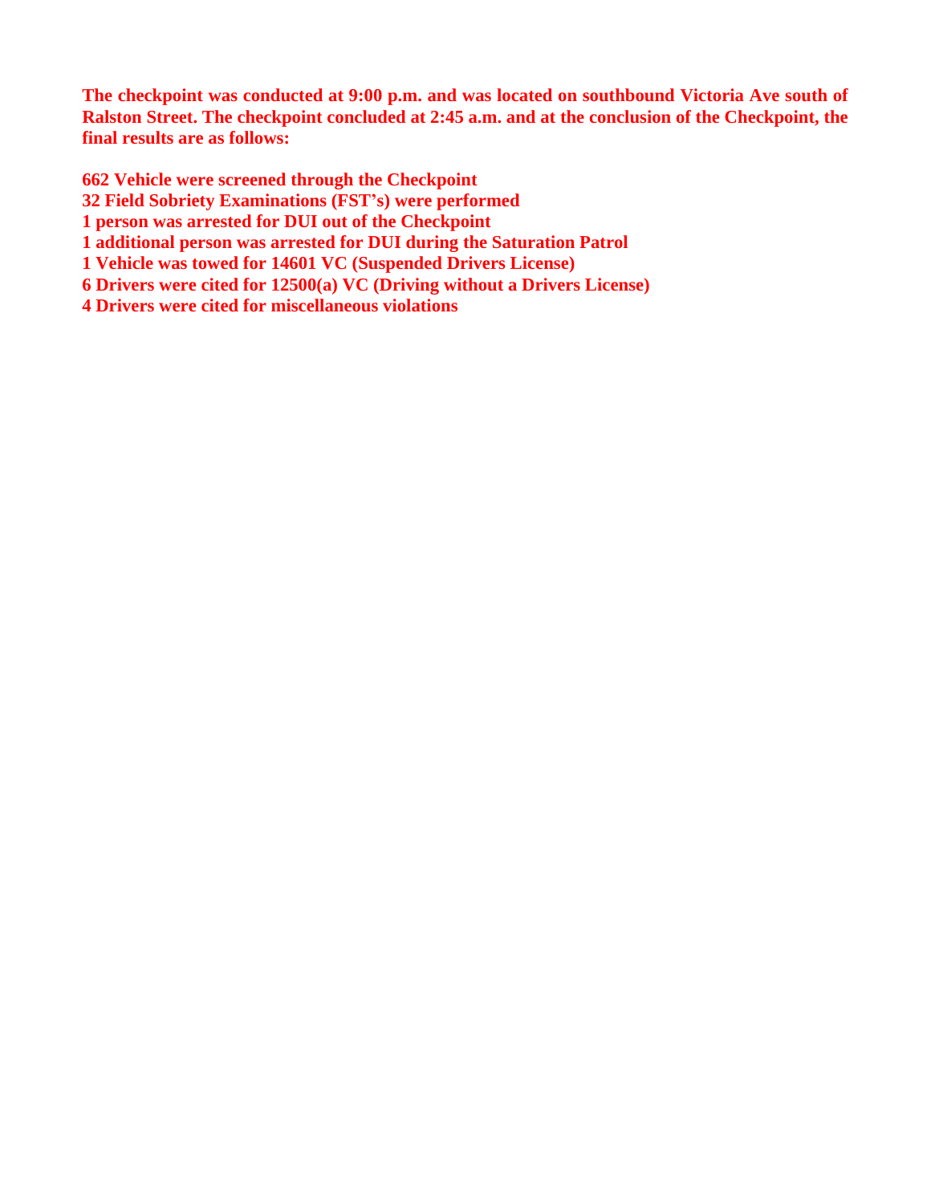**The checkpoint was conducted at 9:00 p.m. and was located on southbound Victoria Ave south of Ralston Street. The checkpoint concluded at 2:45 a.m. and at the conclusion of the Checkpoint, the final results are as follows:**

**662 Vehicle were screened through the Checkpoint**
**32 Field Sobriety Examinations (FST's) were performed**
**1 person was arrested for DUI out of the Checkpoint**
**1 additional person was arrested for DUI during the Saturation Patrol**
**1 Vehicle was towed for 14601 VC (Suspended Drivers License)**
**6 Drivers were cited for 12500(a) VC (Driving without a Drivers License)**
**4 Drivers were cited for miscellaneous violations**